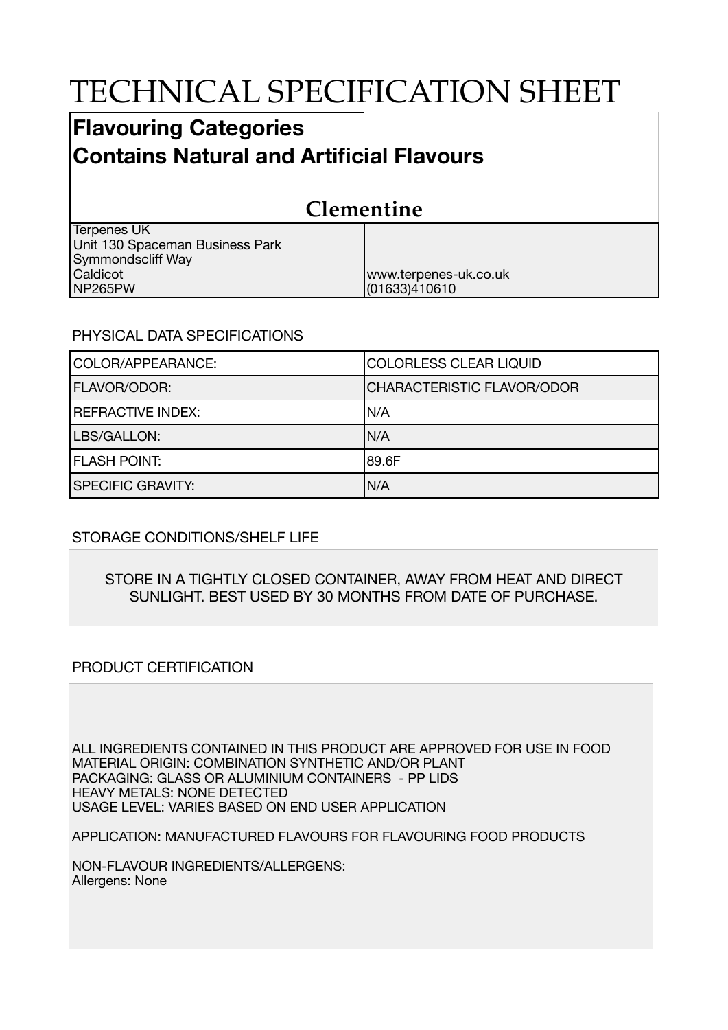# TECHNICAL SPECIFICATION SHEET

## Flavouring Categories
## Contains Natural and Artificial Flavours

### Clementine

| | |
|---|---|
| Terpenes UK<br>Unit 130 Spaceman Business Park<br>Symmondscliff Way<br>Caldicot<br>NP265PW | www.terpenes-uk.co.uk<br>(01633)410610 |

PHYSICAL DATA SPECIFICATIONS

| | |
|---|---|
| COLOR/APPEARANCE: | COLORLESS CLEAR LIQUID |
| FLAVOR/ODOR: | CHARACTERISTIC FLAVOR/ODOR |
| REFRACTIVE INDEX: | N/A |
| LBS/GALLON: | N/A |
| FLASH POINT: | 89.6F |
| SPECIFIC GRAVITY: | N/A |

STORAGE CONDITIONS/SHELF LIFE

STORE IN A TIGHTLY CLOSED CONTAINER, AWAY FROM HEAT AND DIRECT SUNLIGHT. BEST USED BY 30 MONTHS FROM DATE OF PURCHASE.

PRODUCT CERTIFICATION

ALL INGREDIENTS CONTAINED IN THIS PRODUCT ARE APPROVED FOR USE IN FOOD
MATERIAL ORIGIN: COMBINATION SYNTHETIC AND/OR PLANT
PACKAGING: GLASS OR ALUMINIUM CONTAINERS - PP LIDS
HEAVY METALS: NONE DETECTED
USAGE LEVEL: VARIES BASED ON END USER APPLICATION

APPLICATION: MANUFACTURED FLAVOURS FOR FLAVOURING FOOD PRODUCTS

NON-FLAVOUR INGREDIENTS/ALLERGENS:
Allergens: None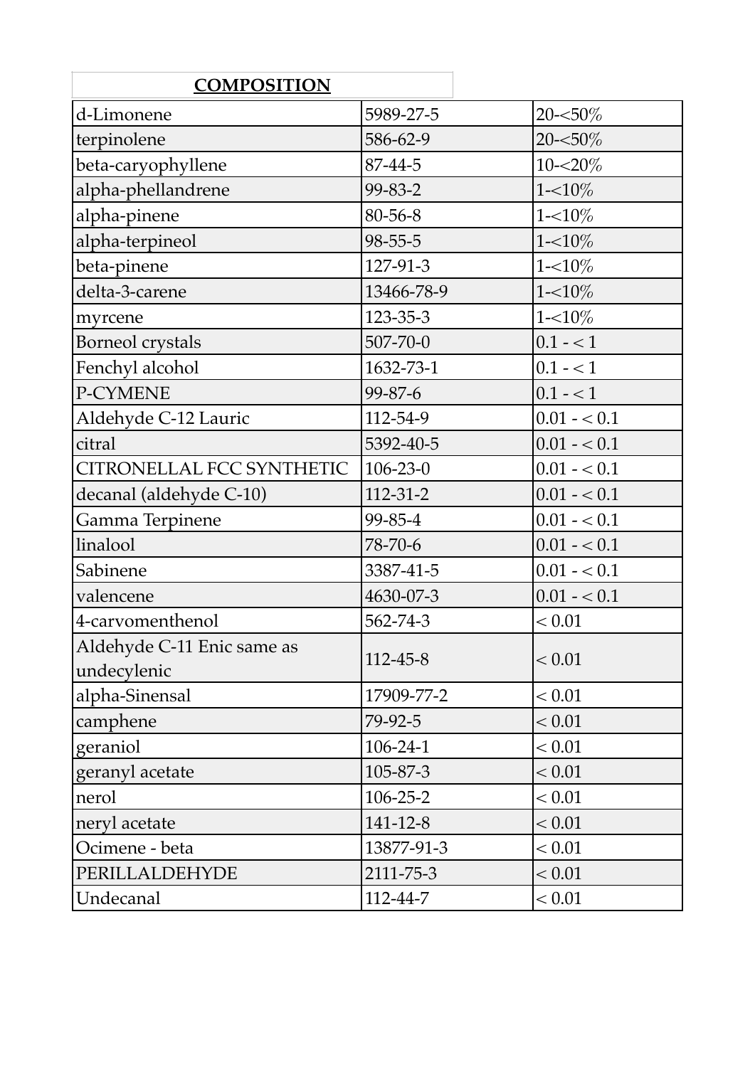**COMPOSITION**

| | | |
|---|---|---|
| d-Limonene | 5989-27-5 | 20-<50% |
| terpinolene | 586-62-9 | 20-<50% |
| beta-caryophyllene | 87-44-5 | 10-<20% |
| alpha-phellandrene | 99-83-2 | 1-<10% |
| alpha-pinene | 80-56-8 | 1-<10% |
| alpha-terpineol | 98-55-5 | 1-<10% |
| beta-pinene | 127-91-3 | 1-<10% |
| delta-3-carene | 13466-78-9 | 1-<10% |
| myrcene | 123-35-3 | 1-<10% |
| Borneol crystals | 507-70-0 | 0.1 - < 1 |
| Fenchyl alcohol | 1632-73-1 | 0.1 - < 1 |
| P-CYMENE | 99-87-6 | 0.1 - < 1 |
| Aldehyde C-12 Lauric | 112-54-9 | 0.01 - < 0.1 |
| citral | 5392-40-5 | 0.01 - < 0.1 |
| CITRONELLAL FCC SYNTHETIC | 106-23-0 | 0.01 - < 0.1 |
| decanal (aldehyde C-10) | 112-31-2 | 0.01 - < 0.1 |
| Gamma Terpinene | 99-85-4 | 0.01 - < 0.1 |
| linalool | 78-70-6 | 0.01 - < 0.1 |
| Sabinene | 3387-41-5 | 0.01 - < 0.1 |
| valencene | 4630-07-3 | 0.01 - < 0.1 |
| 4-carvomenthenol | 562-74-3 | < 0.01 |
| Aldehyde C-11 Enic same as undecylenic | 112-45-8 | < 0.01 |
| alpha-Sinensal | 17909-77-2 | < 0.01 |
| camphene | 79-92-5 | < 0.01 |
| geraniol | 106-24-1 | < 0.01 |
| geranyl acetate | 105-87-3 | < 0.01 |
| nerol | 106-25-2 | < 0.01 |
| neryl acetate | 141-12-8 | < 0.01 |
| Ocimene - beta | 13877-91-3 | < 0.01 |
| PERILLALDEHYDE | 2111-75-3 | < 0.01 |
| Undecanal | 112-44-7 | < 0.01 |